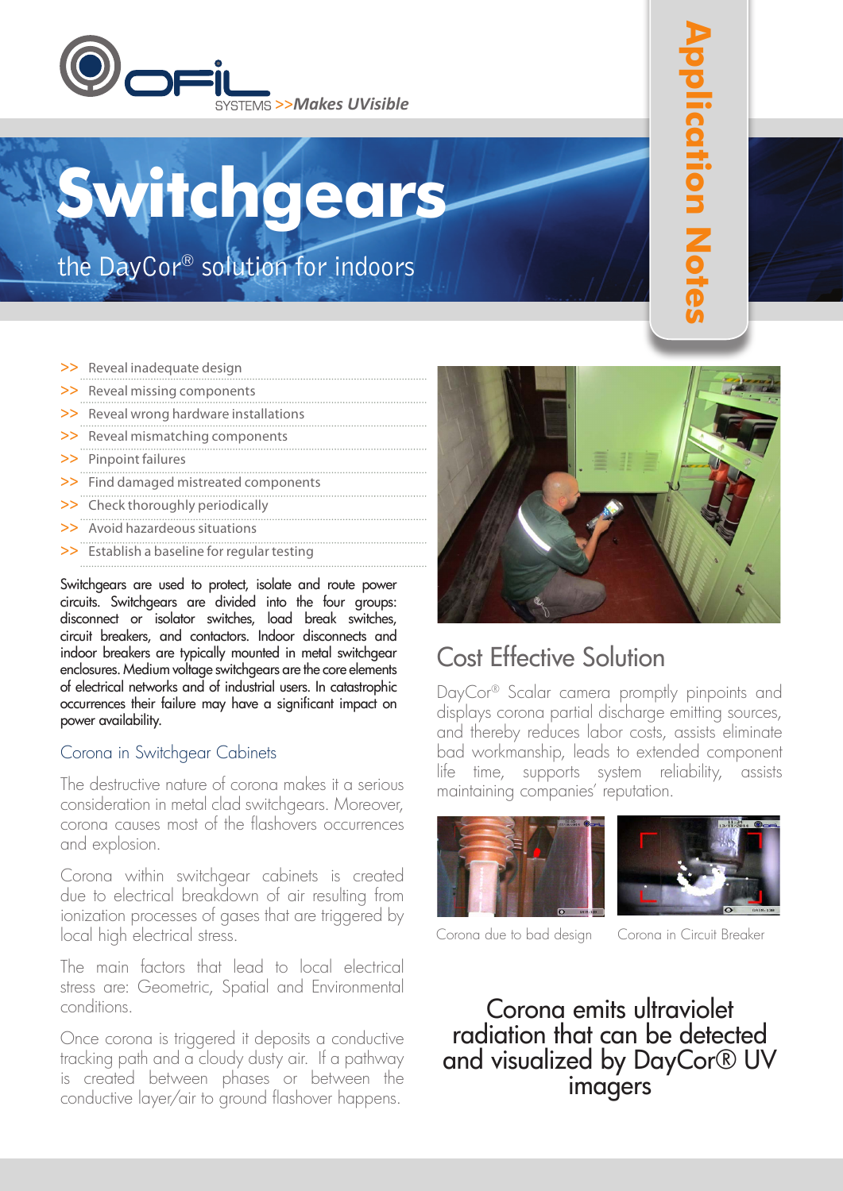OFIL SYSTEMS >>Makes UVisible

Application Notes

# Switchgears

## the DayCor® solution for indoors

- >> Reveal inadequate design
- >> Reveal missing components
- >> Reveal wrong hardware installations
- >> Reveal mismatching components
- >> Pinpoint failures
- >> Find damaged mistreated components
- >> Check thoroughly periodically
- >> Avoid hazardeous situations
- >> Establish a baseline for regular testing

Switchgears are used to protect, isolate and route power circuits. Switchgears are divided into the four groups: disconnect or isolator switches, load break switches, circuit breakers, and contactors. Indoor disconnects and indoor breakers are typically mounted in metal switchgear enclosures. Medium voltage switchgears are the core elements of electrical networks and of industrial users. In catastrophic occurrences their failure may have a significant impact on power availability.

### Corona in Switchgear Cabinets

The destructive nature of corona makes it a serious consideration in metal clad switchgears. Moreover, corona causes most of the flashovers occurrences and explosion.

Corona within switchgear cabinets is created due to electrical breakdown of air resulting from ionization processes of gases that are triggered by local high electrical stress.

The main factors that lead to local electrical stress are: Geometric, Spatial and Environmental conditions.

Once corona is triggered it deposits a conductive tracking path and a cloudy dusty air. If a pathway is created between phases or between the conductive layer/air to ground flashover happens.

## Cost Effective Solution

DayCor® Scalar camera promptly pinpoints and displays corona partial discharge emitting sources, and thereby reduces labor costs, assists eliminate bad workmanship, leads to extended component life time, supports system reliability, assists maintaining companies' reputation.

Corona due to bad design

Corona in Circuit Breaker

**Corona emits ultraviolet radiation that can be detected and visualized by DayCor® UV imagers**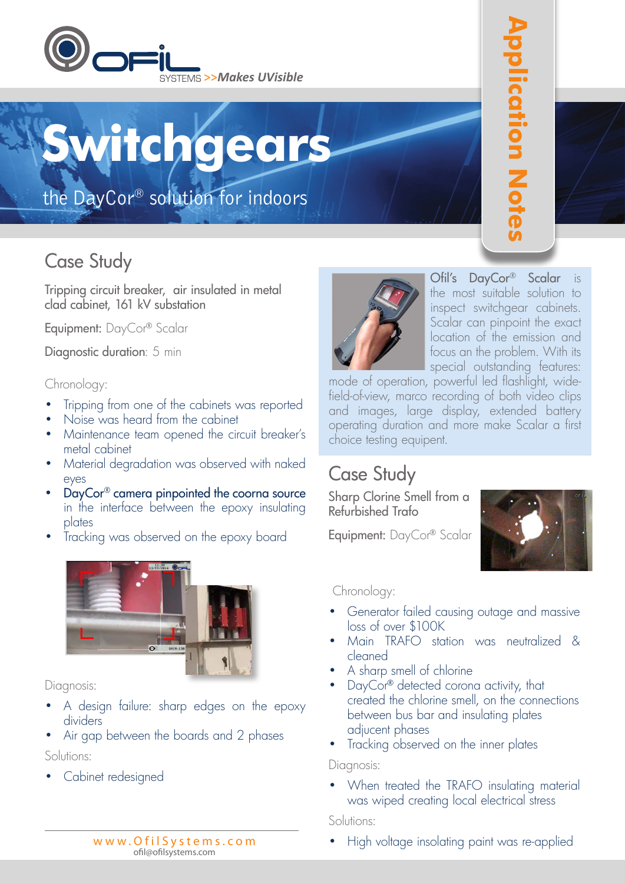SYSTEMS >>*Makes UVisible*

# Switchgears

the DayCor® solution for indoors

**Application Notes**

## Case Study

Tripping circuit breaker, air insulated in metal clad cabinet, 161 kV substation

Equipment: DayCor® Scalar

Diagnostic duration: 5 min

Chronology:

- Tripping from one of the cabinets was reported
- Noise was heard from the cabinet
- Maintenance team opened the circuit breaker's metal cabinet
- Material degradation was observed with naked eyes
- DayCor® camera pinpointed the coorna source in the interface between the epoxy insulating plates
- Tracking was observed on the epoxy board

Diagnosis:

- A design failure: sharp edges on the epoxy dividers
- Air gap between the boards and 2 phases

Solutions:

- Cabinet redesigned

Ofil's DayCor® Scalar is the most suitable solution to inspect switchgear cabinets. Scalar can pinpoint the exact location of the emission and focus an the problem. With its special outstanding features: mode of operation, powerful led flashlight, wide-field-of-view, marco recording of both video clips and images, large display, extended battery operating duration and more make Scalar a first choice testing equipent.

## Case Study

Sharp Clorine Smell from a Refurbished Trafo

Equipment: DayCor® Scalar

Chronology:

- Generator failed causing outage and massive loss of over $100K
- Main TRAFO station was neutralized & cleaned
- A sharp smell of chlorine
- DayCor® detected corona activity, that created the chlorine smell, on the connections between bus bar and insulating plates adjucent phases
- Tracking observed on the inner plates

Diagnosis:

- When treated the TRAFO insulating material was wiped creating local electrical stress

Solutions:

- High voltage insolating paint was re-applied

www.OfilSystems.com
ofil@ofilsystems.com